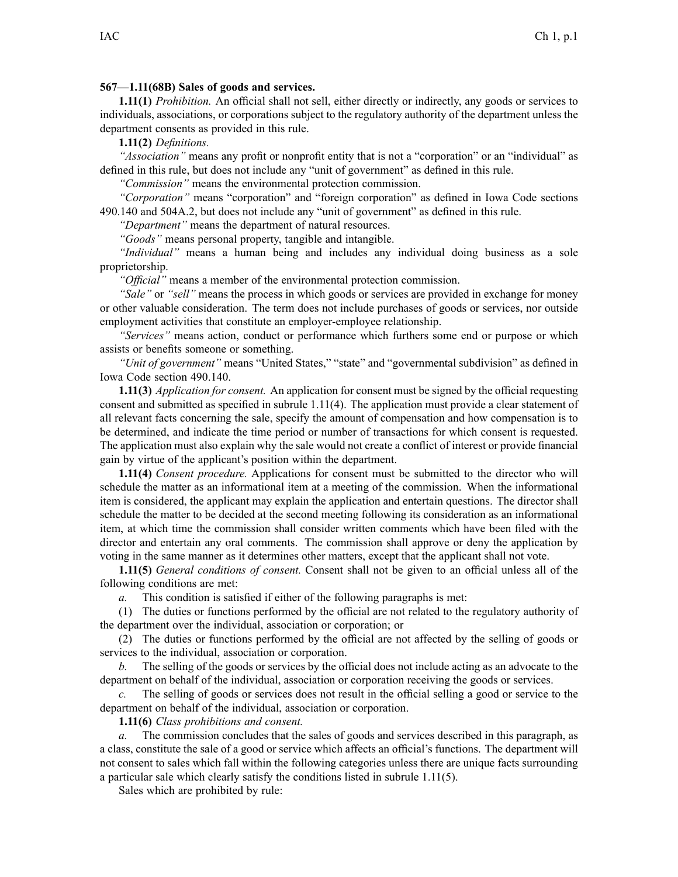**567—1.11(68B) Sales of goods and services.**

**1.11(1)** *Prohibition.* An official shall not sell, either directly or indirectly, any goods or services to individuals, associations, or corporations subject to the regulatory authority of the department unless the department consents as provided in this rule.

**1.11(2)** *Definitions.*

*"Association"* means any profit or nonprofit entity that is not a "corporation" or an "individual" as defined in this rule, but does not include any "unit of government" as defined in this rule.

*"Commission"* means the environmental protection commission.

*"Corporation"* means "corporation" and "foreign corporation" as defined in Iowa Code sections 490.140 and 504A.2, but does not include any "unit of government" as defined in this rule.

*"Department"* means the department of natural resources.

*"Goods"* means personal property, tangible and intangible.

*"Individual"* means a human being and includes any individual doing business as a sole proprietorship.

*"Official"* means a member of the environmental protection commission.

*"Sale"* or *"sell"* means the process in which goods or services are provided in exchange for money or other valuable consideration. The term does not include purchases of goods or services, nor outside employment activities that constitute an employer-employee relationship.

*"Services"* means action, conduct or performance which furthers some end or purpose or which assists or benefits someone or something.

*"Unit of government"* means "United States," "state" and "governmental subdivision" as defined in Iowa Code section 490.140.

**1.11(3)** *Application for consent.* An application for consent must be signed by the official requesting consent and submitted as specified in subrule 1.11(4). The application must provide a clear statement of all relevant facts concerning the sale, specify the amount of compensation and how compensation is to be determined, and indicate the time period or number of transactions for which consent is requested. The application must also explain why the sale would not create a conflict of interest or provide financial gain by virtue of the applicant's position within the department.

**1.11(4)** *Consent procedure.* Applications for consent must be submitted to the director who will schedule the matter as an informational item at a meeting of the commission. When the informational item is considered, the applicant may explain the application and entertain questions. The director shall schedule the matter to be decided at the second meeting following its consideration as an informational item, at which time the commission shall consider written comments which have been filed with the director and entertain any oral comments. The commission shall approve or deny the application by voting in the same manner as it determines other matters, except that the applicant shall not vote.

**1.11(5)** *General conditions of consent.* Consent shall not be given to an official unless all of the following conditions are met:

*a.* This condition is satisfied if either of the following paragraphs is met:

(1) The duties or functions performed by the official are not related to the regulatory authority of the department over the individual, association or corporation; or

(2) The duties or functions performed by the official are not affected by the selling of goods or services to the individual, association or corporation.

*b.* The selling of the goods or services by the official does not include acting as an advocate to the department on behalf of the individual, association or corporation receiving the goods or services.

*c.* The selling of goods or services does not result in the official selling a good or service to the department on behalf of the individual, association or corporation.

**1.11(6)** *Class prohibitions and consent.*

*a.* The commission concludes that the sales of goods and services described in this paragraph, as a class, constitute the sale of a good or service which affects an official's functions. The department will not consent to sales which fall within the following categories unless there are unique facts surrounding a particular sale which clearly satisfy the conditions listed in subrule 1.11(5).

Sales which are prohibited by rule: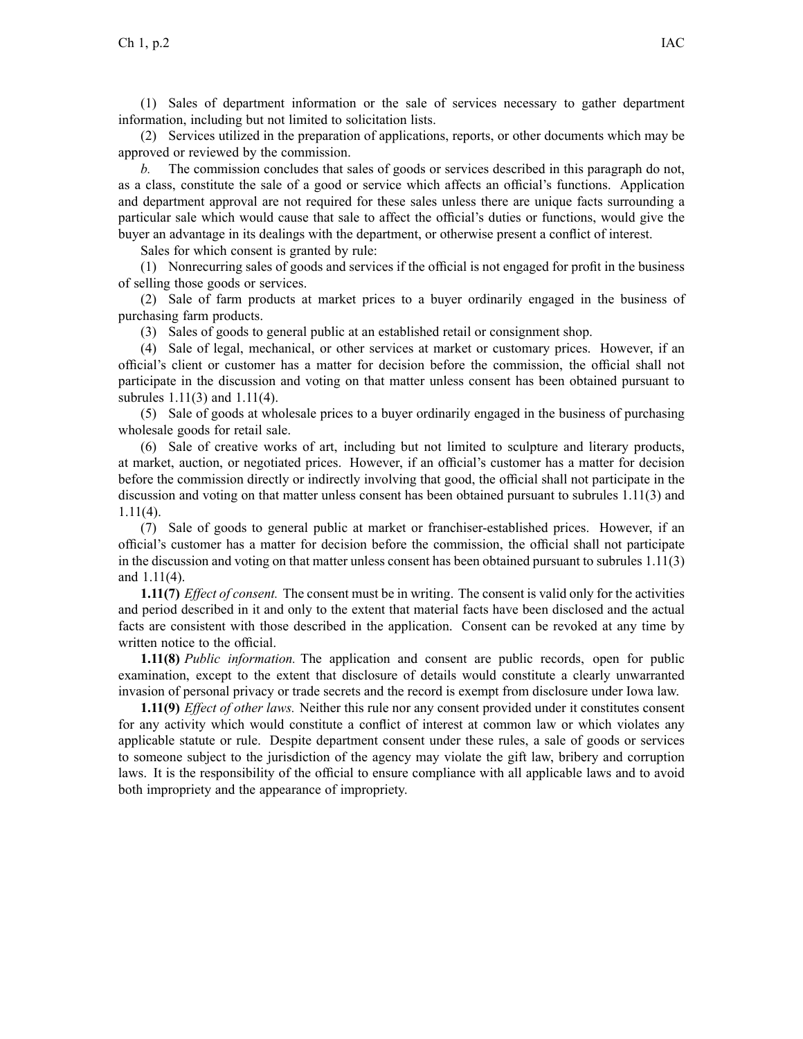(1) Sales of department information or the sale of services necessary to gather department information, including but not limited to solicitation lists.

(2) Services utilized in the preparation of applications, reports, or other documents which may be approved or reviewed by the commission.

*b.* The commission concludes that sales of goods or services described in this paragraph do not, as a class, constitute the sale of a good or service which affects an official's functions. Application and department approval are not required for these sales unless there are unique facts surrounding a particular sale which would cause that sale to affect the official's duties or functions, would give the buyer an advantage in its dealings with the department, or otherwise present a conflict of interest.

Sales for which consent is granted by rule:

(1) Nonrecurring sales of goods and services if the official is not engaged for profit in the business of selling those goods or services.

(2) Sale of farm products at market prices to a buyer ordinarily engaged in the business of purchasing farm products.

(3) Sales of goods to general public at an established retail or consignment shop.

(4) Sale of legal, mechanical, or other services at market or customary prices. However, if an official's client or customer has a matter for decision before the commission, the official shall not participate in the discussion and voting on that matter unless consent has been obtained pursuant to subrules 1.11(3) and 1.11(4).

(5) Sale of goods at wholesale prices to a buyer ordinarily engaged in the business of purchasing wholesale goods for retail sale.

(6) Sale of creative works of art, including but not limited to sculpture and literary products, at market, auction, or negotiated prices. However, if an official's customer has a matter for decision before the commission directly or indirectly involving that good, the official shall not participate in the discussion and voting on that matter unless consent has been obtained pursuant to subrules 1.11(3) and 1.11(4).

(7) Sale of goods to general public at market or franchiser-established prices. However, if an official's customer has a matter for decision before the commission, the official shall not participate in the discussion and voting on that matter unless consent has been obtained pursuant to subrules 1.11(3) and 1.11(4).

**1.11(7)** *Effect of consent.* The consent must be in writing. The consent is valid only for the activities and period described in it and only to the extent that material facts have been disclosed and the actual facts are consistent with those described in the application. Consent can be revoked at any time by written notice to the official.

**1.11(8)** *Public information.* The application and consent are public records, open for public examination, except to the extent that disclosure of details would constitute a clearly unwarranted invasion of personal privacy or trade secrets and the record is exempt from disclosure under Iowa law.

**1.11(9)** *Effect of other laws.* Neither this rule nor any consent provided under it constitutes consent for any activity which would constitute a conflict of interest at common law or which violates any applicable statute or rule. Despite department consent under these rules, a sale of goods or services to someone subject to the jurisdiction of the agency may violate the gift law, bribery and corruption laws. It is the responsibility of the official to ensure compliance with all applicable laws and to avoid both impropriety and the appearance of impropriety.